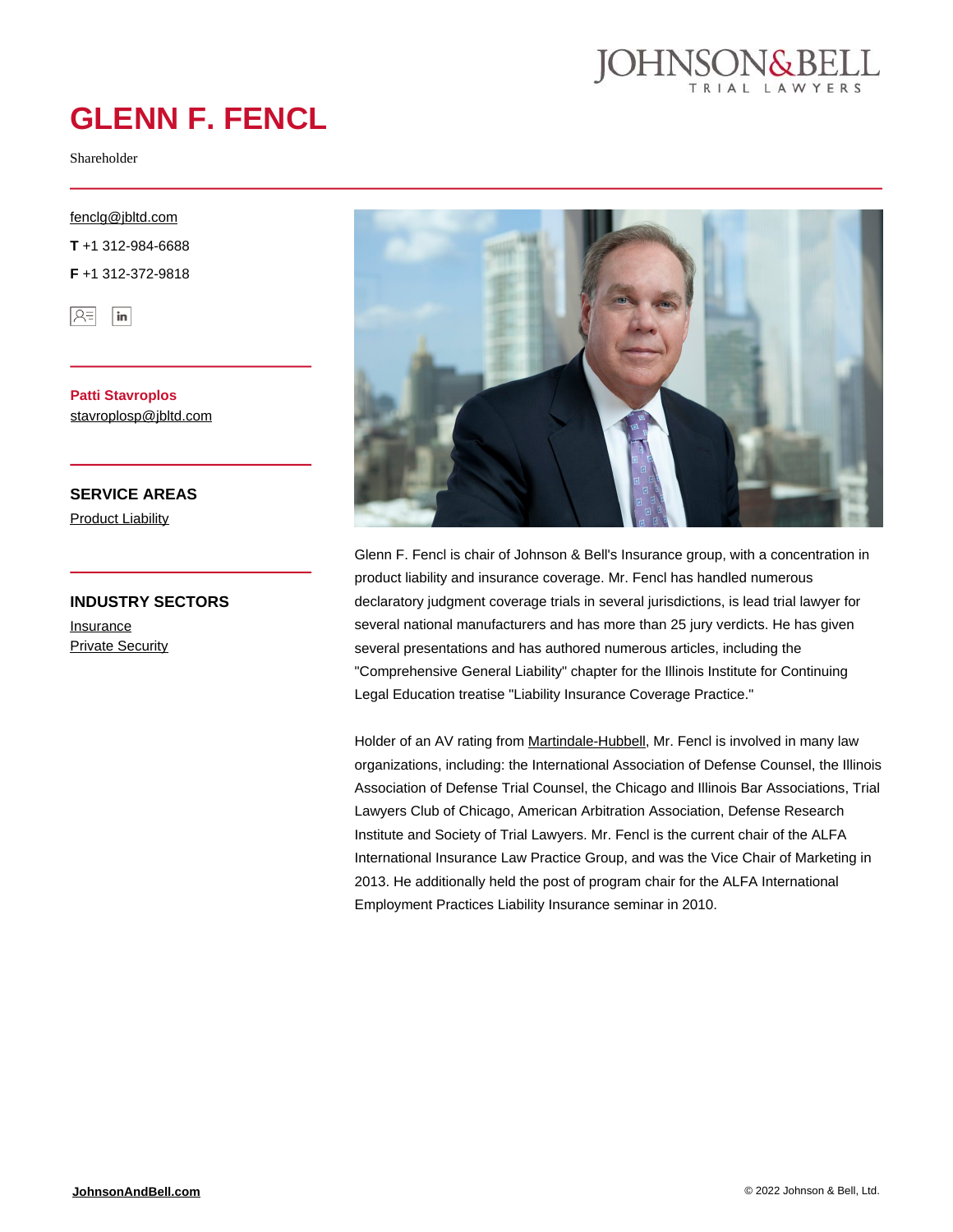# GLENN F. FENCL

Shareholder

fenclg@jbltd.com

**T** +1 312-984-6688

**F** +1 312-372-9818

**Patti Stavroplos**
stavroplosp@jbltd.com

## SERVICE AREAS

Product Liability

## INDUSTRY SECTORS

Insurance
Private Security

Glenn F. Fencl is chair of Johnson & Bell's Insurance group, with a concentration in product liability and insurance coverage. Mr. Fencl has handled numerous declaratory judgment coverage trials in several jurisdictions, is lead trial lawyer for several national manufacturers and has more than 25 jury verdicts. He has given several presentations and has authored numerous articles, including the "Comprehensive General Liability" chapter for the Illinois Institute for Continuing Legal Education treatise "Liability Insurance Coverage Practice."

Holder of an AV rating from Martindale-Hubbell, Mr. Fencl is involved in many law organizations, including: the International Association of Defense Counsel, the Illinois Association of Defense Trial Counsel, the Chicago and Illinois Bar Associations, Trial Lawyers Club of Chicago, American Arbitration Association, Defense Research Institute and Society of Trial Lawyers. Mr. Fencl is the current chair of the ALFA International Insurance Law Practice Group, and was the Vice Chair of Marketing in 2013. He additionally held the post of program chair for the ALFA International Employment Practices Liability Insurance seminar in 2010.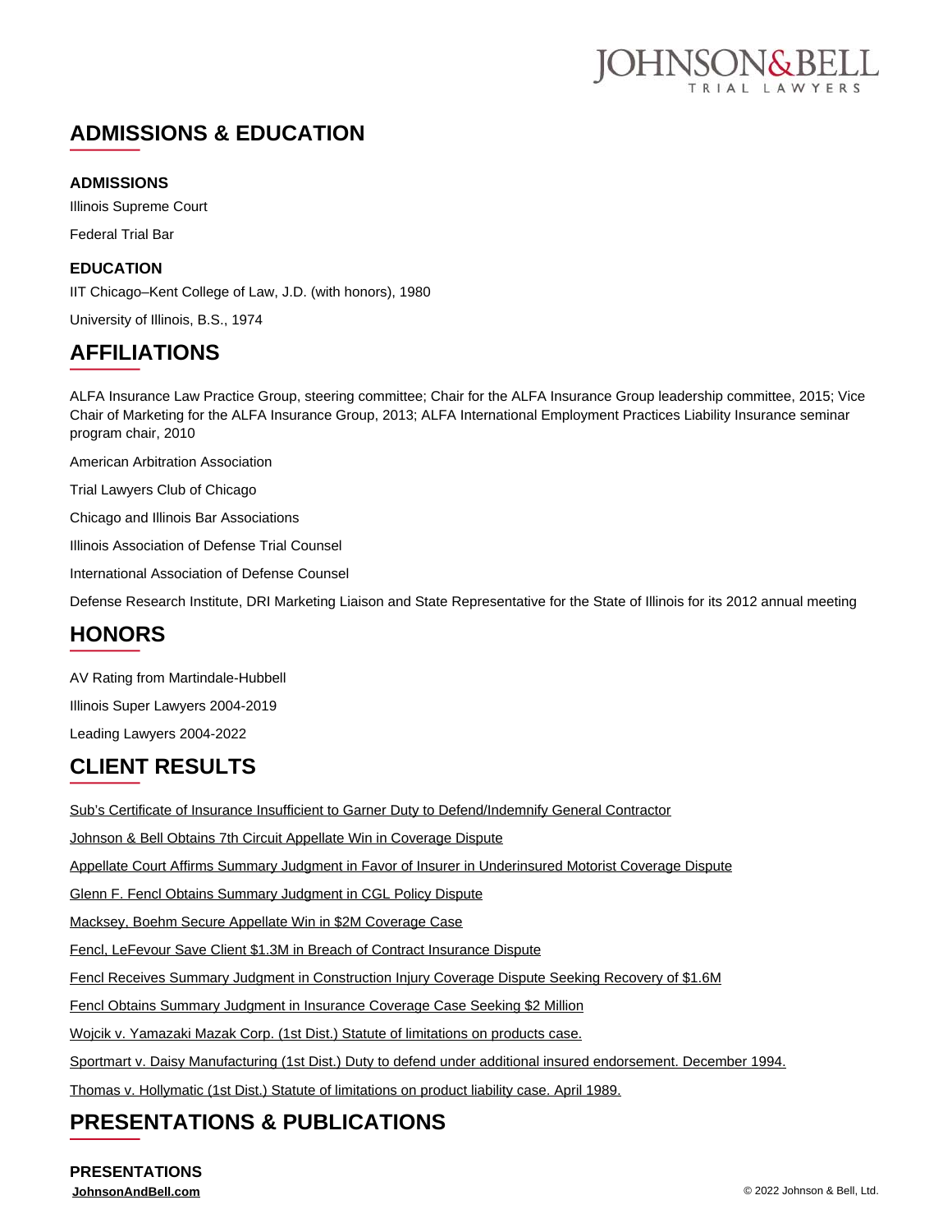## ADMISSIONS & EDUCATION

### ADMISSIONS

Illinois Supreme Court

Federal Trial Bar

### EDUCATION

IIT Chicago–Kent College of Law, J.D. (with honors), 1980

University of Illinois, B.S., 1974

## AFFILIATIONS

ALFA Insurance Law Practice Group, steering committee; Chair for the ALFA Insurance Group leadership committee, 2015; Vice Chair of Marketing for the ALFA Insurance Group, 2013; ALFA International Employment Practices Liability Insurance seminar program chair, 2010

American Arbitration Association

Trial Lawyers Club of Chicago

Chicago and Illinois Bar Associations

Illinois Association of Defense Trial Counsel

International Association of Defense Counsel

Defense Research Institute, DRI Marketing Liaison and State Representative for the State of Illinois for its 2012 annual meeting

## HONORS

AV Rating from Martindale-Hubbell

Illinois Super Lawyers 2004-2019

Leading Lawyers 2004-2022

## CLIENT RESULTS

Sub's Certificate of Insurance Insufficient to Garner Duty to Defend/Indemnify General Contractor

Johnson & Bell Obtains 7th Circuit Appellate Win in Coverage Dispute

Appellate Court Affirms Summary Judgment in Favor of Insurer in Underinsured Motorist Coverage Dispute

Glenn F. Fencl Obtains Summary Judgment in CGL Policy Dispute

Macksey, Boehm Secure Appellate Win in $2M Coverage Case

Fencl, LeFevour Save Client $1.3M in Breach of Contract Insurance Dispute

Fencl Receives Summary Judgment in Construction Injury Coverage Dispute Seeking Recovery of $1.6M

Fencl Obtains Summary Judgment in Insurance Coverage Case Seeking $2 Million

Wojcik v. Yamazaki Mazak Corp. (1st Dist.) Statute of limitations on products case.

Sportmart v. Daisy Manufacturing (1st Dist.) Duty to defend under additional insured endorsement. December 1994.

Thomas v. Hollymatic (1st Dist.) Statute of limitations on product liability case. April 1989.

## PRESENTATIONS & PUBLICATIONS

### PRESENTATIONS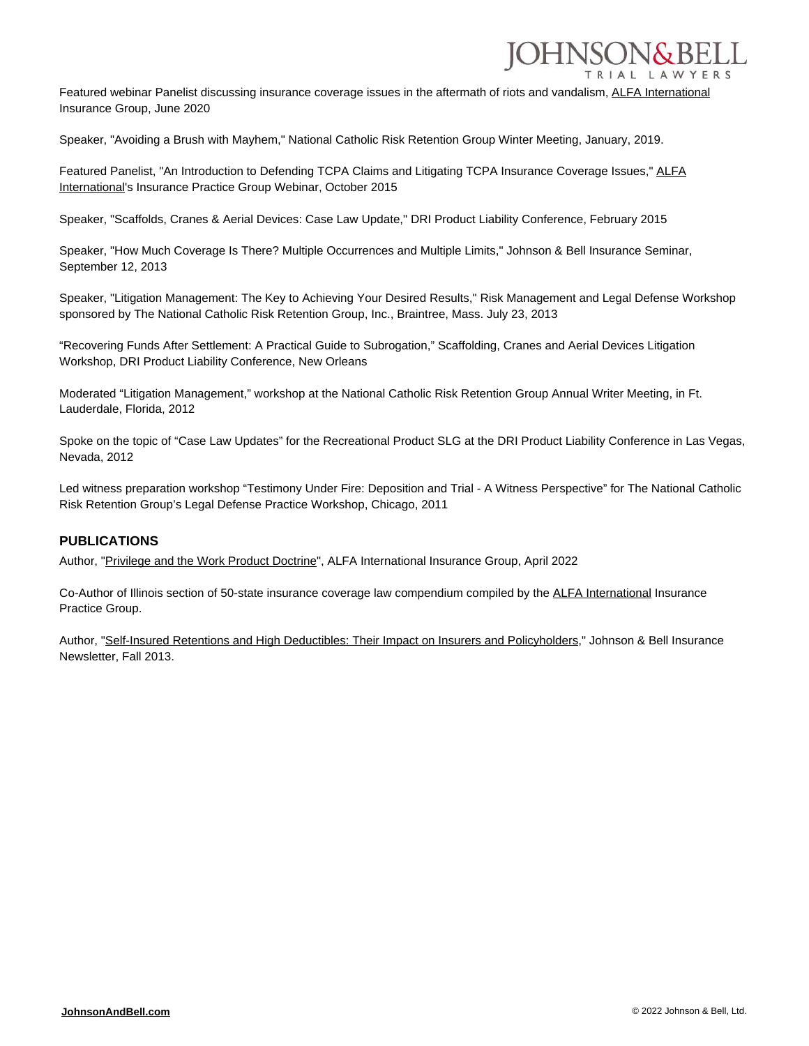Featured webinar Panelist discussing insurance coverage issues in the aftermath of riots and vandalism, ALFA International Insurance Group, June 2020

Speaker, "Avoiding a Brush with Mayhem," National Catholic Risk Retention Group Winter Meeting, January, 2019.

Featured Panelist, "An Introduction to Defending TCPA Claims and Litigating TCPA Insurance Coverage Issues," ALFA International's Insurance Practice Group Webinar, October 2015

Speaker, "Scaffolds, Cranes & Aerial Devices: Case Law Update," DRI Product Liability Conference, February 2015

Speaker, "How Much Coverage Is There? Multiple Occurrences and Multiple Limits," Johnson & Bell Insurance Seminar, September 12, 2013

Speaker, "Litigation Management: The Key to Achieving Your Desired Results," Risk Management and Legal Defense Workshop sponsored by The National Catholic Risk Retention Group, Inc., Braintree, Mass. July 23, 2013

"Recovering Funds After Settlement: A Practical Guide to Subrogation," Scaffolding, Cranes and Aerial Devices Litigation Workshop, DRI Product Liability Conference, New Orleans

Moderated "Litigation Management," workshop at the National Catholic Risk Retention Group Annual Writer Meeting, in Ft. Lauderdale, Florida, 2012

Spoke on the topic of "Case Law Updates" for the Recreational Product SLG at the DRI Product Liability Conference in Las Vegas, Nevada, 2012

Led witness preparation workshop "Testimony Under Fire: Deposition and Trial - A Witness Perspective" for The National Catholic Risk Retention Group's Legal Defense Practice Workshop, Chicago, 2011

### PUBLICATIONS

Author, "Privilege and the Work Product Doctrine", ALFA International Insurance Group, April 2022

Co-Author of Illinois section of 50-state insurance coverage law compendium compiled by the ALFA International Insurance Practice Group.

Author, "Self-Insured Retentions and High Deductibles: Their Impact on Insurers and Policyholders," Johnson & Bell Insurance Newsletter, Fall 2013.